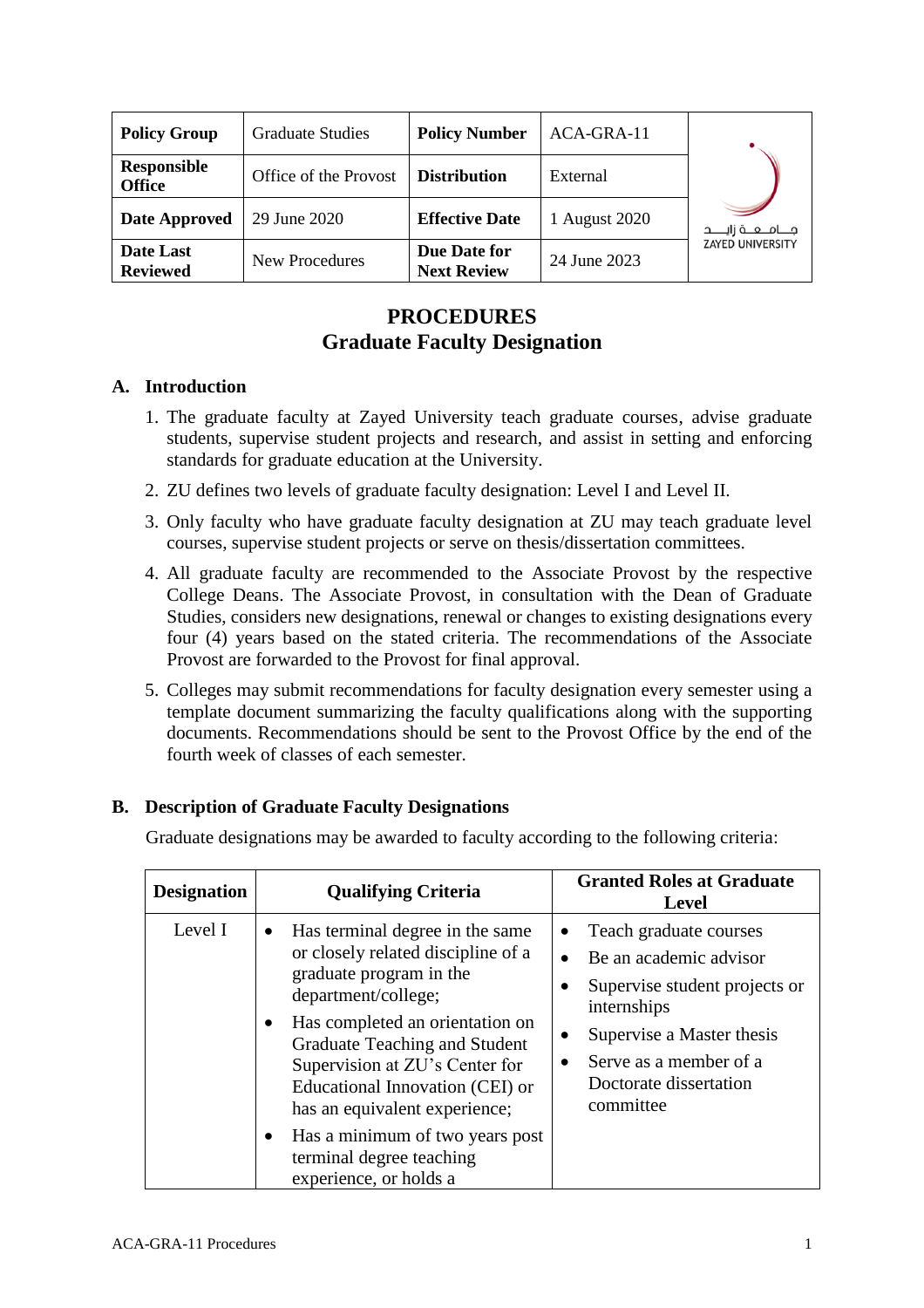| Policy Group | Graduate Studies | Policy Number | ACA-GRA-11 |
|---|---|---|---|
| Responsible Office | Office of the Provost | Distribution | External |
| Date Approved | 29 June 2020 | Effective Date | 1 August 2020 |
| Date Last Reviewed | New Procedures | Due Date for Next Review | 24 June 2023 |

# PROCEDURES
# Graduate Faculty Designation

## A. Introduction

1. The graduate faculty at Zayed University teach graduate courses, advise graduate students, supervise student projects and research, and assist in setting and enforcing standards for graduate education at the University.
2. ZU defines two levels of graduate faculty designation: Level I and Level II.
3. Only faculty who have graduate faculty designation at ZU may teach graduate level courses, supervise student projects or serve on thesis/dissertation committees.
4. All graduate faculty are recommended to the Associate Provost by the respective College Deans. The Associate Provost, in consultation with the Dean of Graduate Studies, considers new designations, renewal or changes to existing designations every four (4) years based on the stated criteria. The recommendations of the Associate Provost are forwarded to the Provost for final approval.
5. Colleges may submit recommendations for faculty designation every semester using a template document summarizing the faculty qualifications along with the supporting documents. Recommendations should be sent to the Provost Office by the end of the fourth week of classes of each semester.

## B. Description of Graduate Faculty Designations

Graduate designations may be awarded to faculty according to the following criteria:

| Designation | Qualifying Criteria | Granted Roles at Graduate Level |
|---|---|---|
| Level I | • Has terminal degree in the same or closely related discipline of a graduate program in the department/college;<br>• Has completed an orientation on Graduate Teaching and Student Supervision at ZU's Center for Educational Innovation (CEI) or has an equivalent experience;<br>• Has a minimum of two years post terminal degree teaching experience, or holds a | • Teach graduate courses<br>• Be an academic advisor<br>• Supervise student projects or internships<br>• Supervise a Master thesis<br>• Serve as a member of a Doctorate dissertation committee |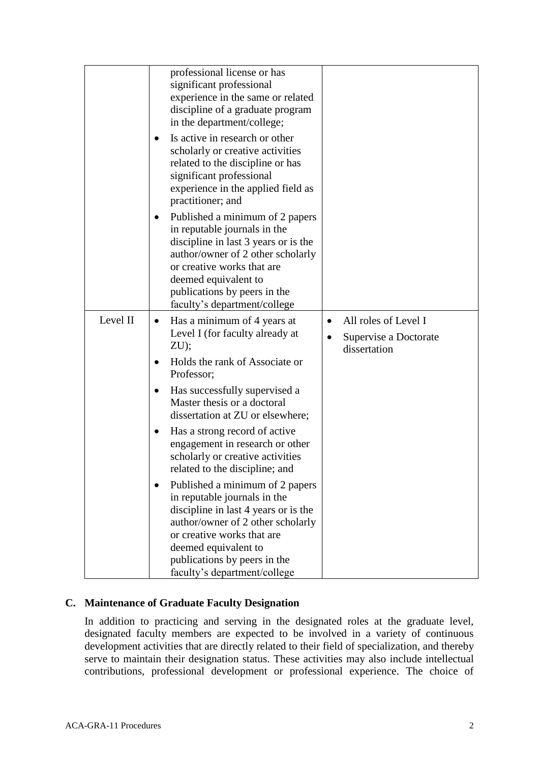| | | |
|---|---|---|
| | professional license or has significant professional experience in the same or related discipline of a graduate program in the department/college;<br>• Is active in research or other scholarly or creative activities related to the discipline or has significant professional experience in the applied field as practitioner; and<br>• Published a minimum of 2 papers in reputable journals in the discipline in last 3 years or is the author/owner of 2 other scholarly or creative works that are deemed equivalent to publications by peers in the faculty's department/college | |
| Level II | • Has a minimum of 4 years at Level I (for faculty already at ZU);<br>• Holds the rank of Associate or Professor;<br>• Has successfully supervised a Master thesis or a doctoral dissertation at ZU or elsewhere;<br>• Has a strong record of active engagement in research or other scholarly or creative activities related to the discipline; and<br>• Published a minimum of 2 papers in reputable journals in the discipline in last 4 years or is the author/owner of 2 other scholarly or creative works that are deemed equivalent to publications by peers in the faculty's department/college | • All roles of Level I<br>• Supervise a Doctorate dissertation |

### C. Maintenance of Graduate Faculty Designation

In addition to practicing and serving in the designated roles at the graduate level, designated faculty members are expected to be involved in a variety of continuous development activities that are directly related to their field of specialization, and thereby serve to maintain their designation status. These activities may also include intellectual contributions, professional development or professional experience. The choice of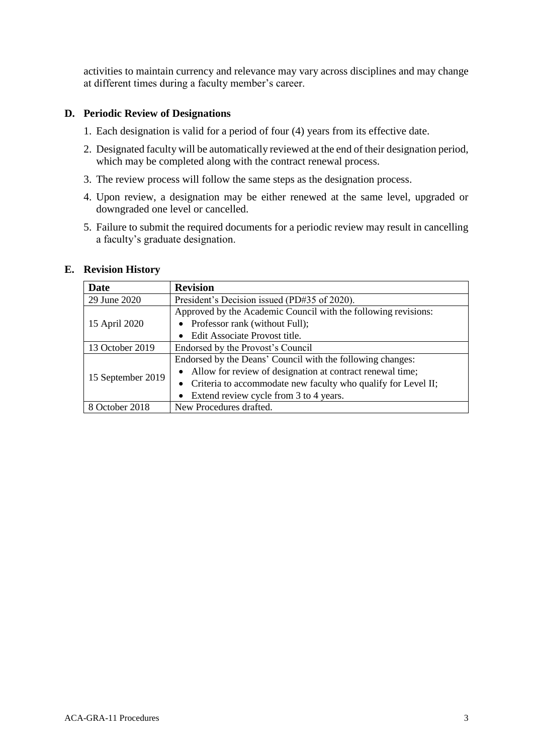activities to maintain currency and relevance may vary across disciplines and may change at different times during a faculty member's career.

## D. Periodic Review of Designations

1. Each designation is valid for a period of four (4) years from its effective date.
2. Designated faculty will be automatically reviewed at the end of their designation period, which may be completed along with the contract renewal process.
3. The review process will follow the same steps as the designation process.
4. Upon review, a designation may be either renewed at the same level, upgraded or downgraded one level or cancelled.
5. Failure to submit the required documents for a periodic review may result in cancelling a faculty's graduate designation.

## E. Revision History

| Date | Revision |
|---|---|
| 29 June 2020 | President's Decision issued (PD#35 of 2020). |
| 15 April 2020 | Approved by the Academic Council with the following revisions:<br>• Professor rank (without Full);<br>• Edit Associate Provost title. |
| 13 October 2019 | Endorsed by the Provost's Council |
| 15 September 2019 | Endorsed by the Deans' Council with the following changes:<br>• Allow for review of designation at contract renewal time;<br>• Criteria to accommodate new faculty who qualify for Level II;<br>• Extend review cycle from 3 to 4 years. |
| 8 October 2018 | New Procedures drafted. |